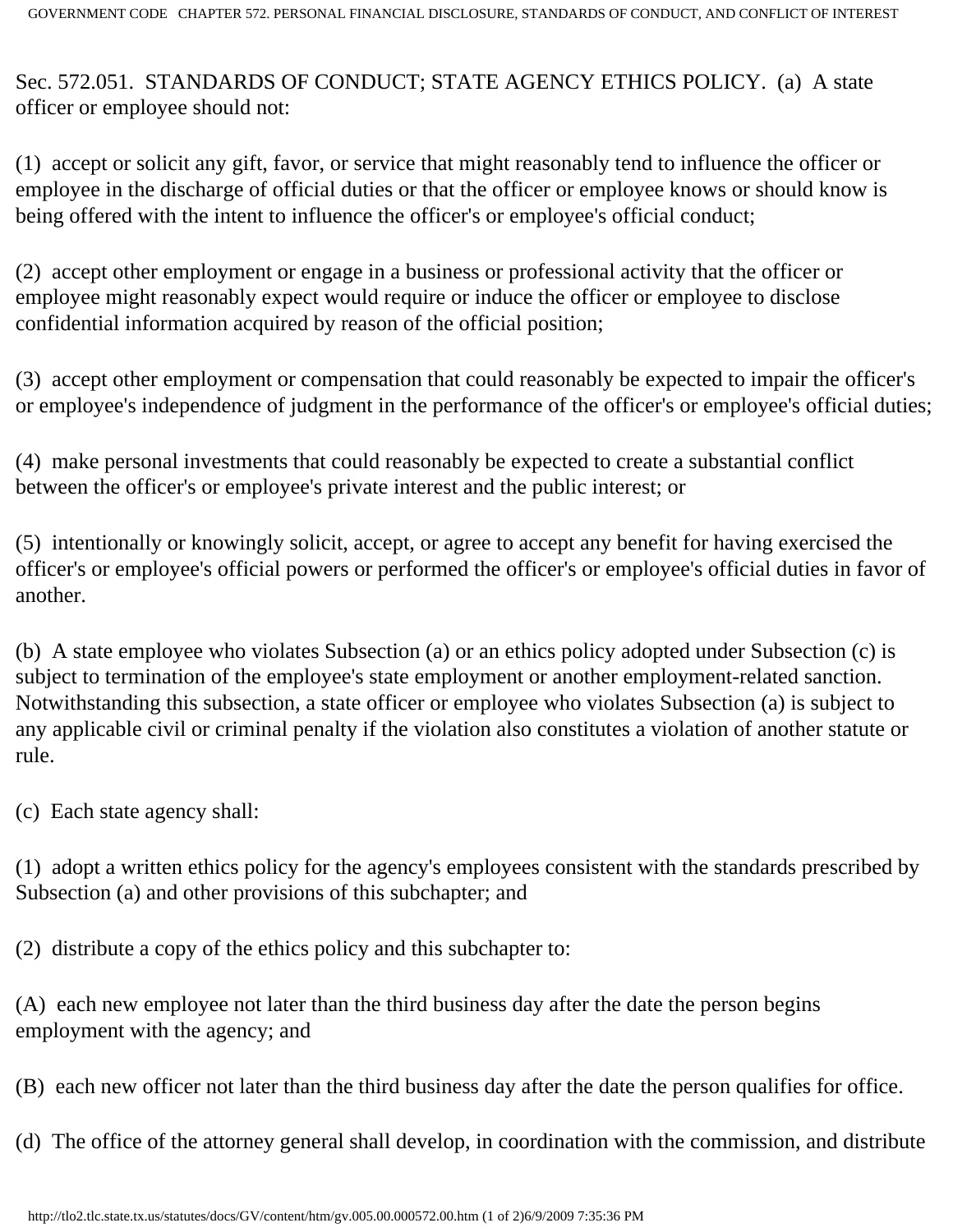Sec. 572.051. STANDARDS OF CONDUCT; STATE AGENCY ETHICS POLICY. (a) A state officer or employee should not:

(1) accept or solicit any gift, favor, or service that might reasonably tend to influence the officer or employee in the discharge of official duties or that the officer or employee knows or should know is being offered with the intent to influence the officer's or employee's official conduct;

(2) accept other employment or engage in a business or professional activity that the officer or employee might reasonably expect would require or induce the officer or employee to disclose confidential information acquired by reason of the official position;

(3) accept other employment or compensation that could reasonably be expected to impair the officer's or employee's independence of judgment in the performance of the officer's or employee's official duties;

(4) make personal investments that could reasonably be expected to create a substantial conflict between the officer's or employee's private interest and the public interest; or

(5) intentionally or knowingly solicit, accept, or agree to accept any benefit for having exercised the officer's or employee's official powers or performed the officer's or employee's official duties in favor of another.

(b) A state employee who violates Subsection (a) or an ethics policy adopted under Subsection (c) is subject to termination of the employee's state employment or another employment-related sanction. Notwithstanding this subsection, a state officer or employee who violates Subsection (a) is subject to any applicable civil or criminal penalty if the violation also constitutes a violation of another statute or rule.

(c) Each state agency shall:

(1) adopt a written ethics policy for the agency's employees consistent with the standards prescribed by Subsection (a) and other provisions of this subchapter; and

(2) distribute a copy of the ethics policy and this subchapter to:

(A) each new employee not later than the third business day after the date the person begins employment with the agency; and

(B) each new officer not later than the third business day after the date the person qualifies for office.

(d) The office of the attorney general shall develop, in coordination with the commission, and distribute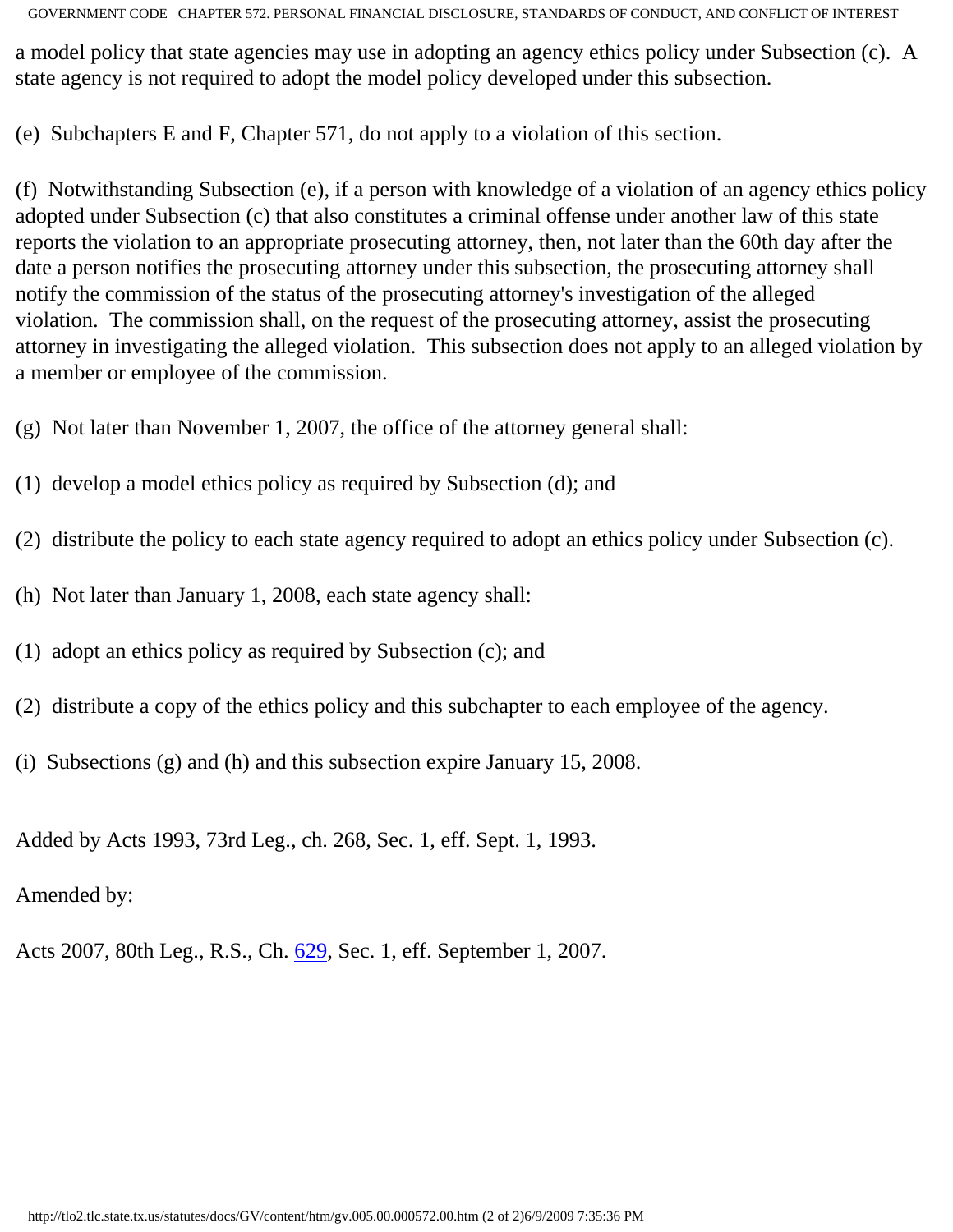a model policy that state agencies may use in adopting an agency ethics policy under Subsection (c). A state agency is not required to adopt the model policy developed under this subsection.

(e) Subchapters E and F, Chapter 571, do not apply to a violation of this section.

(f) Notwithstanding Subsection (e), if a person with knowledge of a violation of an agency ethics policy adopted under Subsection (c) that also constitutes a criminal offense under another law of this state reports the violation to an appropriate prosecuting attorney, then, not later than the 60th day after the date a person notifies the prosecuting attorney under this subsection, the prosecuting attorney shall notify the commission of the status of the prosecuting attorney's investigation of the alleged violation. The commission shall, on the request of the prosecuting attorney, assist the prosecuting attorney in investigating the alleged violation. This subsection does not apply to an alleged violation by a member or employee of the commission.

(g) Not later than November 1, 2007, the office of the attorney general shall:

(1) develop a model ethics policy as required by Subsection (d); and

(2) distribute the policy to each state agency required to adopt an ethics policy under Subsection (c).

(h) Not later than January 1, 2008, each state agency shall:

(1) adopt an ethics policy as required by Subsection (c); and

(2) distribute a copy of the ethics policy and this subchapter to each employee of the agency.

(i) Subsections (g) and (h) and this subsection expire January 15, 2008.

Added by Acts 1993, 73rd Leg., ch. 268, Sec. 1, eff. Sept. 1, 1993.

Amended by:

Acts 2007, 80th Leg., R.S., Ch. 629, Sec. 1, eff. September 1, 2007.